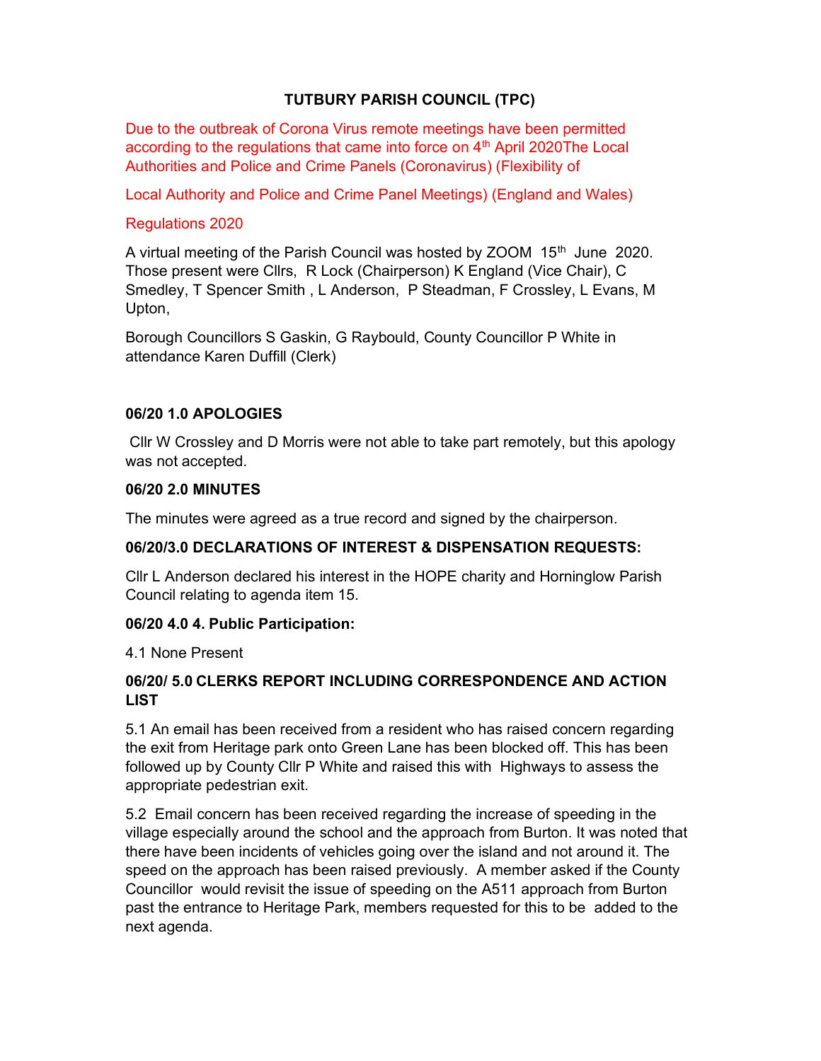# TUTBURY PARISH COUNCIL (TPC)

Due to the outbreak of Corona Virus remote meetings have been permitted according to the regulations that came into force on 4th April 2020The Local Authorities and Police and Crime Panels (Coronavirus) (Flexibility of

Local Authority and Police and Crime Panel Meetings) (England and Wales)

Regulations 2020

A virtual meeting of the Parish Council was hosted by ZOOM 15th June 2020. Those present were Cllrs, R Lock (Chairperson) K England (Vice Chair), C Smedley, T Spencer Smith , L Anderson, P Steadman, F Crossley, L Evans, M Upton,

Borough Councillors S Gaskin, G Raybould, County Councillor P White in attendance Karen Duffill (Clerk)

### 06/20 1.0 APOLOGIES

Cllr W Crossley and D Morris were not able to take part remotely, but this apology was not accepted.

### 06/20 2.0 MINUTES

The minutes were agreed as a true record and signed by the chairperson.

### 06/20/3.0 DECLARATIONS OF INTEREST & DISPENSATION REQUESTS:

Cllr L Anderson declared his interest in the HOPE charity and Horninglow Parish Council relating to agenda item 15.

### 06/20 4.0 4. Public Participation:

4.1 None Present

### 06/20/ 5.0 CLERKS REPORT INCLUDING CORRESPONDENCE AND ACTION LIST

5.1 An email has been received from a resident who has raised concern regarding the exit from Heritage park onto Green Lane has been blocked off. This has been followed up by County Cllr P White and raised this with Highways to assess the appropriate pedestrian exit.

5.2 Email concern has been received regarding the increase of speeding in the village especially around the school and the approach from Burton. It was noted that there have been incidents of vehicles going over the island and not around it. The speed on the approach has been raised previously. A member asked if the County Councillor would revisit the issue of speeding on the A511 approach from Burton past the entrance to Heritage Park, members requested for this to be added to the next agenda.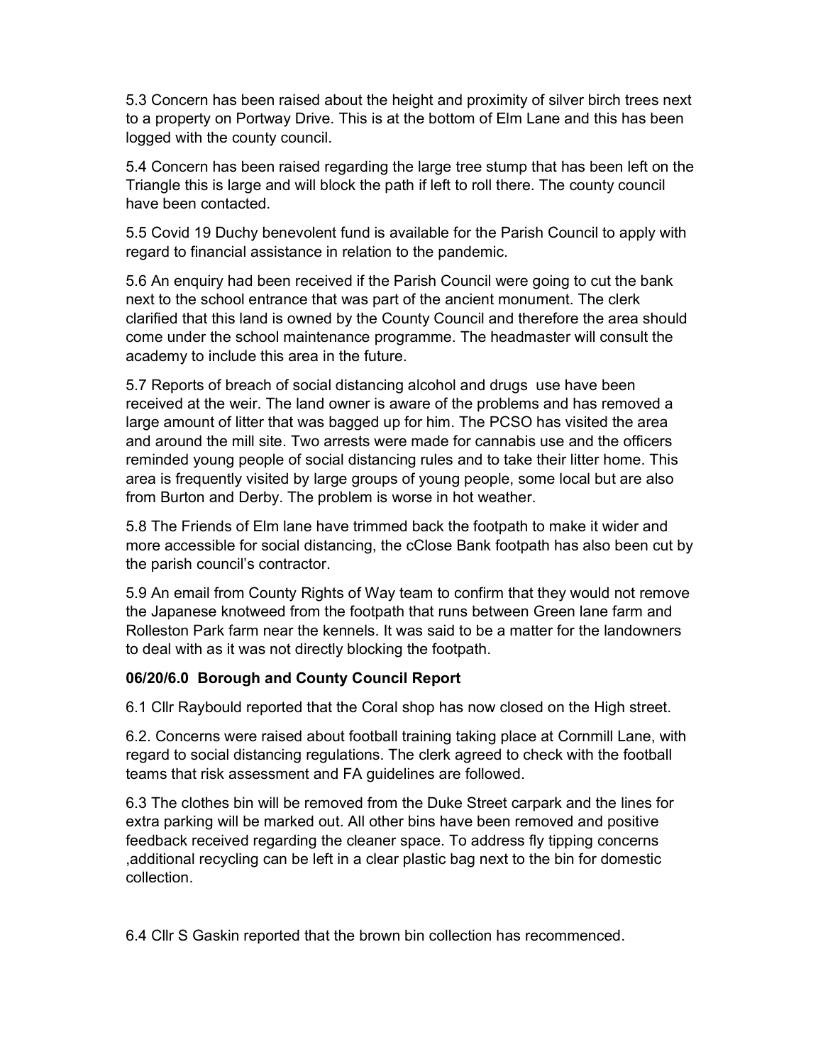5.3 Concern has been raised about the height and proximity of silver birch trees next to a property on Portway Drive. This is at the bottom of Elm Lane and this has been logged with the county council.

5.4 Concern has been raised regarding the large tree stump that has been left on the Triangle this is large and will block the path if left to roll there. The county council have been contacted.

5.5 Covid 19 Duchy benevolent fund is available for the Parish Council to apply with regard to financial assistance in relation to the pandemic.

5.6 An enquiry had been received if the Parish Council were going to cut the bank next to the school entrance that was part of the ancient monument. The clerk clarified that this land is owned by the County Council and therefore the area should come under the school maintenance programme. The headmaster will consult the academy to include this area in the future.

5.7 Reports of breach of social distancing alcohol and drugs use have been received at the weir. The land owner is aware of the problems and has removed a large amount of litter that was bagged up for him. The PCSO has visited the area and around the mill site. Two arrests were made for cannabis use and the officers reminded young people of social distancing rules and to take their litter home. This area is frequently visited by large groups of young people, some local but are also from Burton and Derby. The problem is worse in hot weather.

5.8 The Friends of Elm lane have trimmed back the footpath to make it wider and more accessible for social distancing, the cClose Bank footpath has also been cut by the parish council's contractor.

5.9 An email from County Rights of Way team to confirm that they would not remove the Japanese knotweed from the footpath that runs between Green lane farm and Rolleston Park farm near the kennels. It was said to be a matter for the landowners to deal with as it was not directly blocking the footpath.

**06/20/6.0 Borough and County Council Report**

6.1 Cllr Raybould reported that the Coral shop has now closed on the High street.

6.2. Concerns were raised about football training taking place at Cornmill Lane, with regard to social distancing regulations. The clerk agreed to check with the football teams that risk assessment and FA guidelines are followed.

6.3 The clothes bin will be removed from the Duke Street carpark and the lines for extra parking will be marked out. All other bins have been removed and positive feedback received regarding the cleaner space. To address fly tipping concerns ,additional recycling can be left in a clear plastic bag next to the bin for domestic collection.

6.4 Cllr S Gaskin reported that the brown bin collection has recommenced.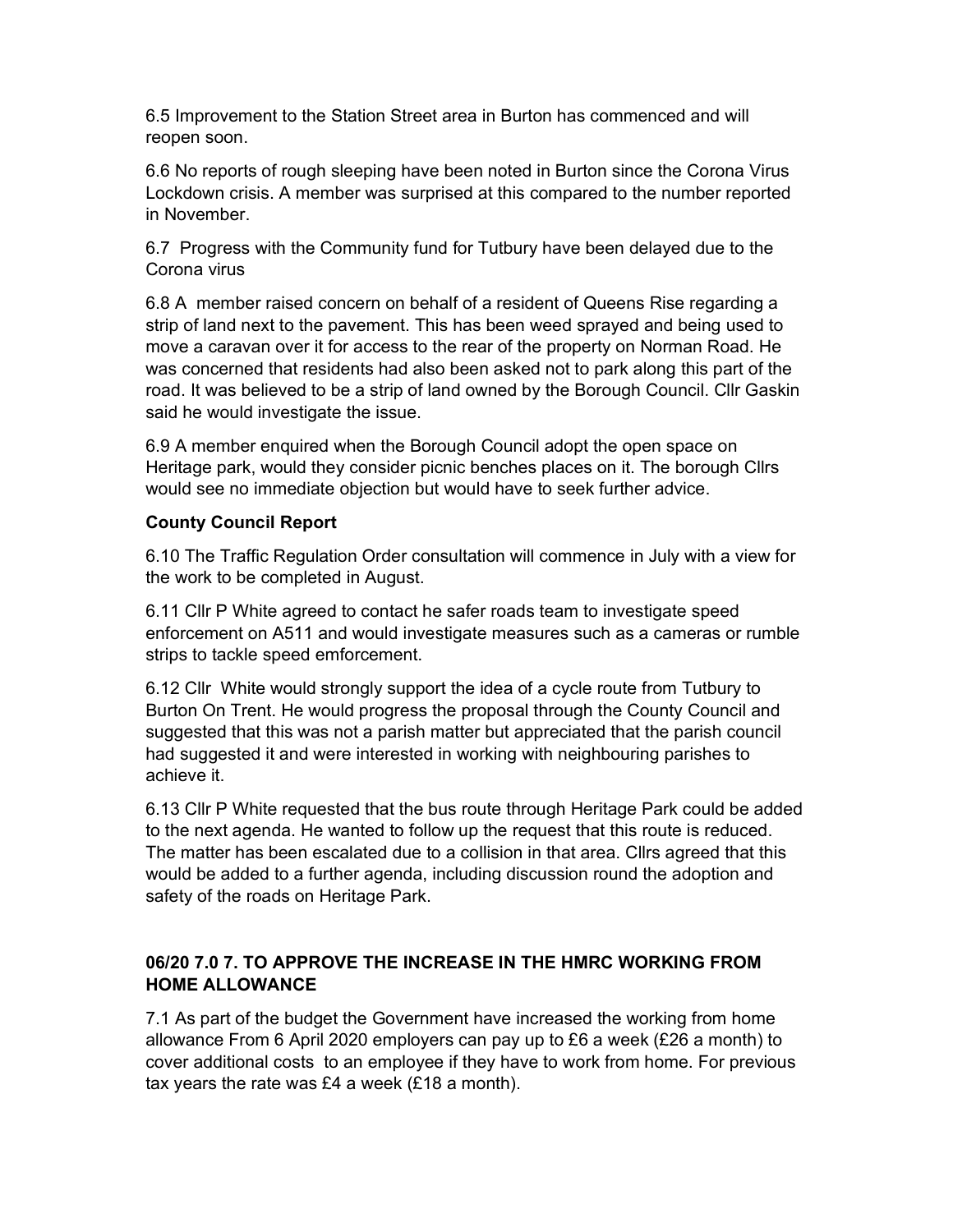6.5 Improvement to the Station Street area in Burton has commenced and will reopen soon.

6.6 No reports of rough sleeping have been noted in Burton since the Corona Virus Lockdown crisis. A member was surprised at this compared to the number reported in November.

6.7 Progress with the Community fund for Tutbury have been delayed due to the Corona virus

6.8 A member raised concern on behalf of a resident of Queens Rise regarding a strip of land next to the pavement. This has been weed sprayed and being used to move a caravan over it for access to the rear of the property on Norman Road. He was concerned that residents had also been asked not to park along this part of the road. It was believed to be a strip of land owned by the Borough Council. Cllr Gaskin said he would investigate the issue.

6.9 A member enquired when the Borough Council adopt the open space on Heritage park, would they consider picnic benches places on it. The borough Cllrs would see no immediate objection but would have to seek further advice.

**County Council Report**

6.10 The Traffic Regulation Order consultation will commence in July with a view for the work to be completed in August.

6.11 Cllr P White agreed to contact he safer roads team to investigate speed enforcement on A511 and would investigate measures such as a cameras or rumble strips to tackle speed emforcement.

6.12 Cllr White would strongly support the idea of a cycle route from Tutbury to Burton On Trent. He would progress the proposal through the County Council and suggested that this was not a parish matter but appreciated that the parish council had suggested it and were interested in working with neighbouring parishes to achieve it.

6.13 Cllr P White requested that the bus route through Heritage Park could be added to the next agenda. He wanted to follow up the request that this route is reduced. The matter has been escalated due to a collision in that area. Cllrs agreed that this would be added to a further agenda, including discussion round the adoption and safety of the roads on Heritage Park.

**06/20 7.0 7. TO APPROVE THE INCREASE IN THE HMRC WORKING FROM HOME ALLOWANCE**

7.1 As part of the budget the Government have increased the working from home allowance From 6 April 2020 employers can pay up to £6 a week (£26 a month) to cover additional costs to an employee if they have to work from home. For previous tax years the rate was £4 a week (£18 a month).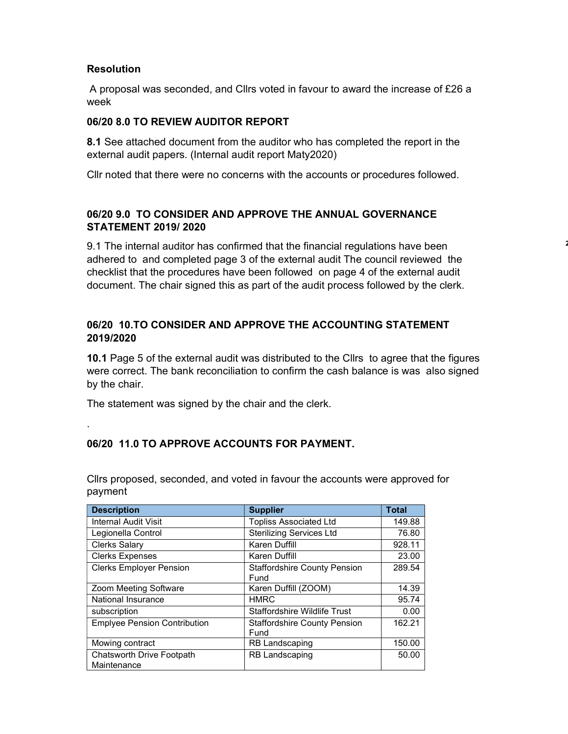**Resolution**

A proposal was seconded, and Cllrs voted in favour to award the increase of £26 a week

**06/20 8.0 TO REVIEW AUDITOR REPORT**

**8.1** See attached document from the auditor who has completed the report in the external audit papers. (Internal audit report Maty2020)

Cllr noted that there were no concerns with the accounts or procedures followed.

**06/20 9.0 TO CONSIDER AND APPROVE THE ANNUAL GOVERNANCE STATEMENT 2019/ 2020**

9.1 The internal auditor has confirmed that the financial regulations have been adhered to and completed page 3 of the external audit The council reviewed the checklist that the procedures have been followed on page 4 of the external audit document. The chair signed this as part of the audit process followed by the clerk.

**06/20 10.TO CONSIDER AND APPROVE THE ACCOUNTING STATEMENT 2019/2020**

**10.1** Page 5 of the external audit was distributed to the Cllrs to agree that the figures were correct. The bank reconciliation to confirm the cash balance is was also signed by the chair.

The statement was signed by the chair and the clerk.

.

**06/20 11.0 TO APPROVE ACCOUNTS FOR PAYMENT.**

Cllrs proposed, seconded, and voted in favour the accounts were approved for payment

| Description | Supplier | Total |
|---|---|---|
| Internal Audit Visit | Topliss Associated Ltd | 149.88 |
| Legionella Control | Sterilizing Services Ltd | 76.80 |
| Clerks Salary | Karen Duffill | 928.11 |
| Clerks Expenses | Karen Duffill | 23.00 |
| Clerks Employer Pension | Staffordshire County Pension Fund | 289.54 |
| Zoom Meeting Software | Karen Duffill (ZOOM) | 14.39 |
| National Insurance | HMRC | 95.74 |
| subscription | Staffordshire Wildlife Trust | 0.00 |
| Emplyee Pension Contribution | Staffordshire County Pension Fund | 162.21 |
| Mowing contract | RB Landscaping | 150.00 |
| Chatsworth Drive Footpath Maintenance | RB Landscaping | 50.00 |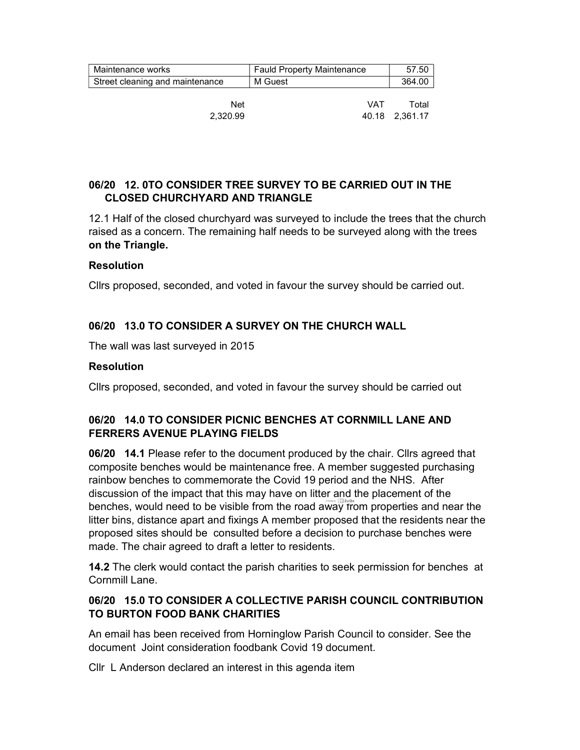| Maintenance works | Fauld Property Maintenance | 57.50 |
|---|---|---|
| Street cleaning and maintenance | M Guest | 364.00 |

| Net | VAT | Total |
|---|---|---|
| 2,320.99 | 40.18 | 2,361.17 |

**06/20 12. 0TO CONSIDER TREE SURVEY TO BE CARRIED OUT IN THE CLOSED CHURCHYARD AND TRIANGLE**

12.1 Half of the closed churchyard was surveyed to include the trees that the church raised as a concern. The remaining half needs to be surveyed along with the trees **on the Triangle.**

**Resolution**

Cllrs proposed, seconded, and voted in favour the survey should be carried out.

**06/20 13.0 TO CONSIDER A SURVEY ON THE CHURCH WALL**

The wall was last surveyed in 2015

**Resolution**

Cllrs proposed, seconded, and voted in favour the survey should be carried out

**06/20 14.0 TO CONSIDER PICNIC BENCHES AT CORNMILL LANE AND FERRERS AVENUE PLAYING FIELDS**

**06/20 14.1** Please refer to the document produced by the chair. Cllrs agreed that composite benches would be maintenance free. A member suggested purchasing rainbow benches to commemorate the Covid 19 period and the NHS. After discussion of the impact that this may have on litter and the placement of the benches, would need to be visible from the road away from properties and near the litter bins, distance apart and fixings A member proposed that the residents near the proposed sites should be consulted before a decision to purchase benches were made. The chair agreed to draft a letter to residents.

**14.2** The clerk would contact the parish charities to seek permission for benches at Cornmill Lane.

**06/20 15.0 TO CONSIDER A COLLECTIVE PARISH COUNCIL CONTRIBUTION TO BURTON FOOD BANK CHARITIES**

An email has been received from Horninglow Parish Council to consider. See the document Joint consideration foodbank Covid 19 document.

Cllr L Anderson declared an interest in this agenda item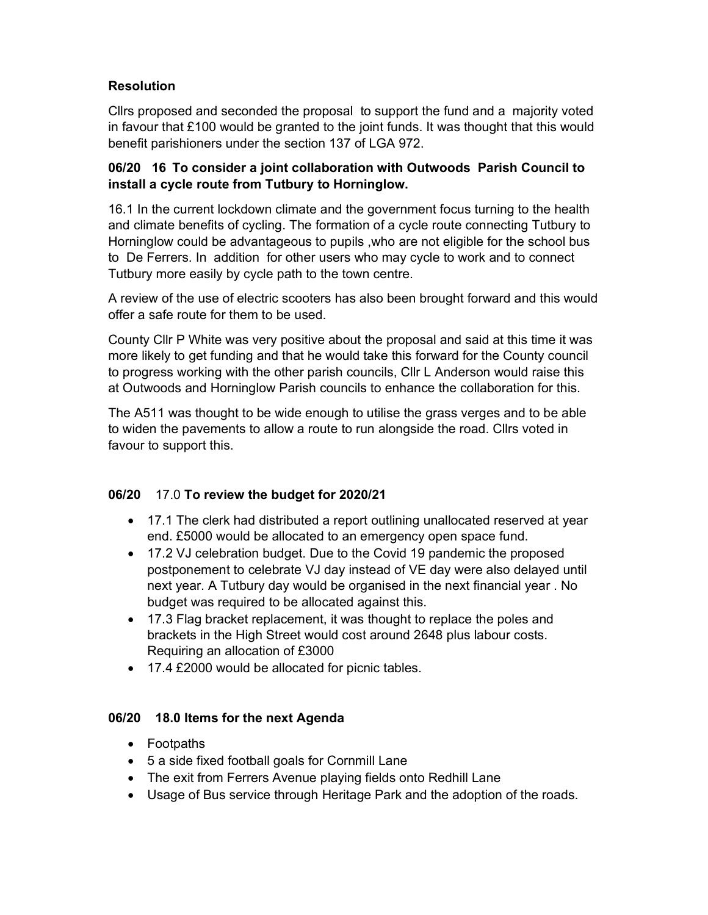**Resolution**

Cllrs proposed and seconded the proposal to support the fund and a majority voted in favour that £100 would be granted to the joint funds. It was thought that this would benefit parishioners under the section 137 of LGA 972.

**06/20 16 To consider a joint collaboration with Outwoods Parish Council to install a cycle route from Tutbury to Horninglow.**

16.1 In the current lockdown climate and the government focus turning to the health and climate benefits of cycling. The formation of a cycle route connecting Tutbury to Horninglow could be advantageous to pupils ,who are not eligible for the school bus to De Ferrers. In addition for other users who may cycle to work and to connect Tutbury more easily by cycle path to the town centre.

A review of the use of electric scooters has also been brought forward and this would offer a safe route for them to be used.

County Cllr P White was very positive about the proposal and said at this time it was more likely to get funding and that he would take this forward for the County council to progress working with the other parish councils, Cllr L Anderson would raise this at Outwoods and Horninglow Parish councils to enhance the collaboration for this.

The A511 was thought to be wide enough to utilise the grass verges and to be able to widen the pavements to allow a route to run alongside the road. Cllrs voted in favour to support this.

**06/20** 17.0 **To review the budget for 2020/21**

- 17.1 The clerk had distributed a report outlining unallocated reserved at year end. £5000 would be allocated to an emergency open space fund.
- 17.2 VJ celebration budget. Due to the Covid 19 pandemic the proposed postponement to celebrate VJ day instead of VE day were also delayed until next year. A Tutbury day would be organised in the next financial year . No budget was required to be allocated against this.
- 17.3 Flag bracket replacement, it was thought to replace the poles and brackets in the High Street would cost around 2648 plus labour costs. Requiring an allocation of £3000
- 17.4 £2000 would be allocated for picnic tables.

**06/20 18.0 Items for the next Agenda**

- Footpaths
- 5 a side fixed football goals for Cornmill Lane
- The exit from Ferrers Avenue playing fields onto Redhill Lane
- Usage of Bus service through Heritage Park and the adoption of the roads.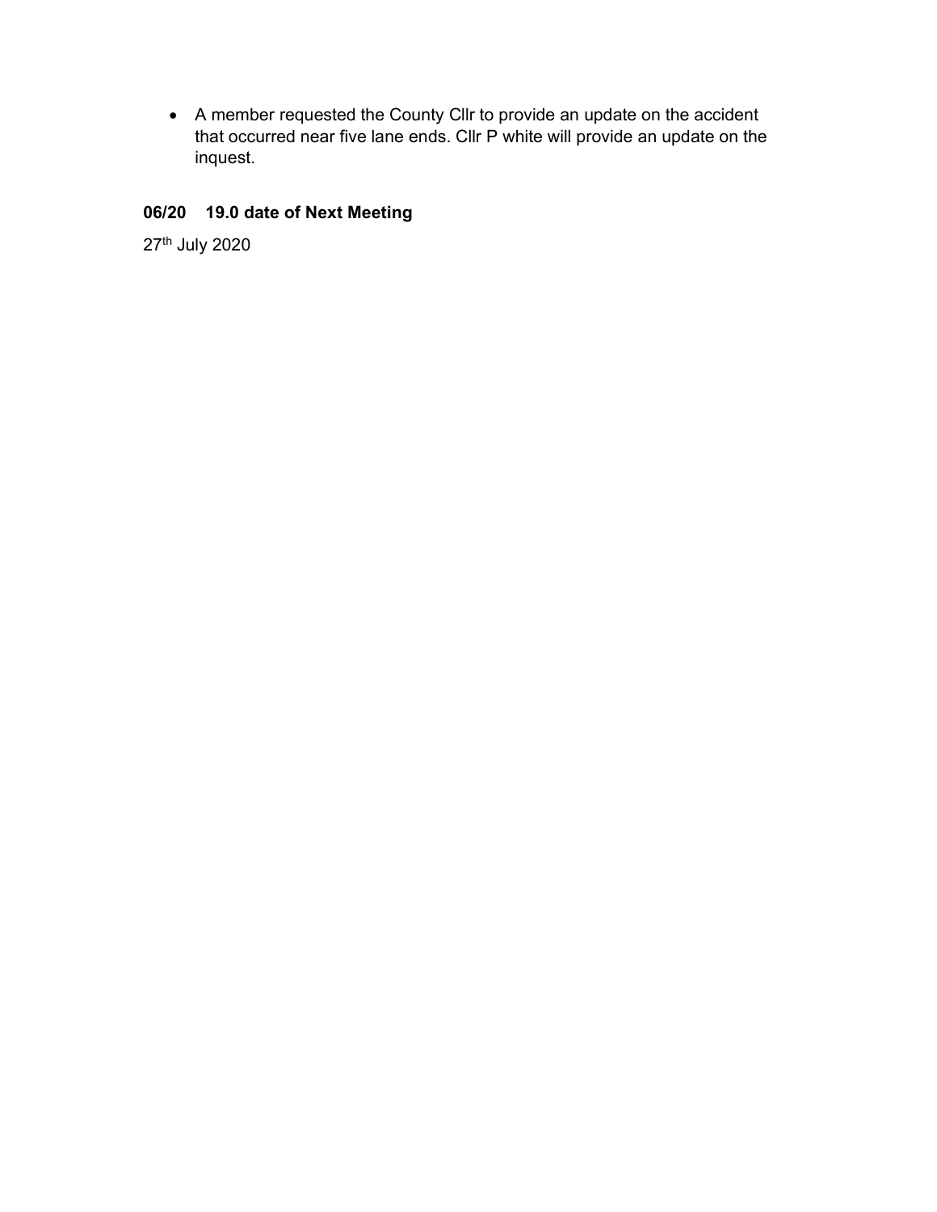- A member requested the County Cllr to provide an update on the accident that occurred near five lane ends. Cllr P white will provide an update on the inquest.

### 06/20 19.0 date of Next Meeting

27th July 2020